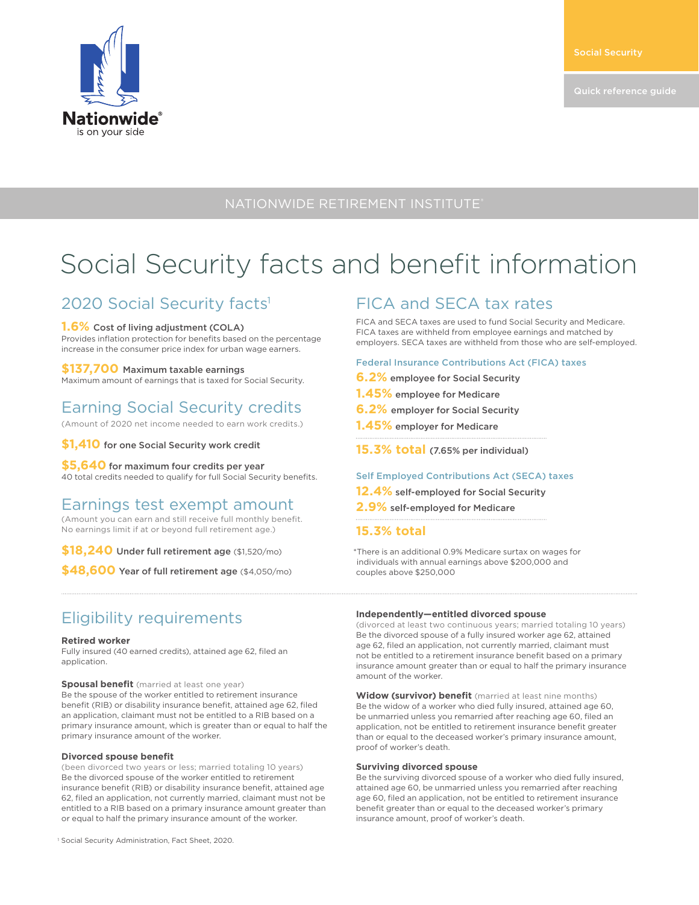Nationwide® is on your side

Social Security

Quick reference guide

NATIONWIDE RETIREMENT INSTITUTE®

# Social Security facts and benefit information

## 2020 Social Security facts[1]

**1.6%** **Cost of living adjustment (COLA)**
Provides inflation protection for benefits based on the percentage increase in the consumer price index for urban wage earners.

**$137,700** **Maximum taxable earnings**
Maximum amount of earnings that is taxed for Social Security.

## Earning Social Security credits

(Amount of 2020 net income needed to earn work credits.)

**$1,410** **for one Social Security work credit**

**$5,640** **for maximum four credits per year**
40 total credits needed to qualify for full Social Security benefits.

## Earnings test exempt amount

(Amount you can earn and still receive full monthly benefit. No earnings limit if at or beyond full retirement age.)

**$18,240** **Under full retirement age** ($1,520/mo)

**$48,600** **Year of full retirement age** ($4,050/mo)

## FICA and SECA tax rates

FICA and SECA taxes are used to fund Social Security and Medicare. FICA taxes are withheld from employee earnings and matched by employers. SECA taxes are withheld from those who are self-employed.

### Federal Insurance Contributions Act (FICA) taxes

**6.2%** **employee for Social Security**
**1.45%** **employee for Medicare**
**6.2%** **employer for Social Security**
**1.45%** **employer for Medicare**

**15.3% total** **(7.65% per individual)**

### Self Employed Contributions Act (SECA) taxes

**12.4%** **self-employed for Social Security**
**2.9%** **self-employed for Medicare**

**15.3% total**

*There is an additional 0.9% Medicare surtax on wages for individuals with annual earnings above $200,000 and couples above $250,000

## Eligibility requirements

**Retired worker**
Fully insured (40 earned credits), attained age 62, filed an application.

**Spousal benefit** (married at least one year)
Be the spouse of the worker entitled to retirement insurance benefit (RIB) or disability insurance benefit, attained age 62, filed an application, claimant must not be entitled to a RIB based on a primary insurance amount, which is greater than or equal to half the primary insurance amount of the worker.

**Divorced spouse benefit**
(been divorced two years or less; married totaling 10 years)
Be the divorced spouse of the worker entitled to retirement insurance benefit (RIB) or disability insurance benefit, attained age 62, filed an application, not currently married, claimant must not be entitled to a RIB based on a primary insurance amount greater than or equal to half the primary insurance amount of the worker.

**Independently—entitled divorced spouse**
(divorced at least two continuous years; married totaling 10 years)
Be the divorced spouse of a fully insured worker age 62, attained age 62, filed an application, not currently married, claimant must not be entitled to a retirement insurance benefit based on a primary insurance amount greater than or equal to half the primary insurance amount of the worker.

**Widow (survivor) benefit** (married at least nine months)
Be the widow of a worker who died fully insured, attained age 60, be unmarried unless you remarried after reaching age 60, filed an application, not be entitled to retirement insurance benefit greater than or equal to the deceased worker's primary insurance amount, proof of worker's death.

**Surviving divorced spouse**
Be the surviving divorced spouse of a worker who died fully insured, attained age 60, be unmarried unless you remarried after reaching age 60, filed an application, not be entitled to retirement insurance benefit greater than or equal to the deceased worker's primary insurance amount, proof of worker's death.

[1] Social Security Administration, Fact Sheet, 2020.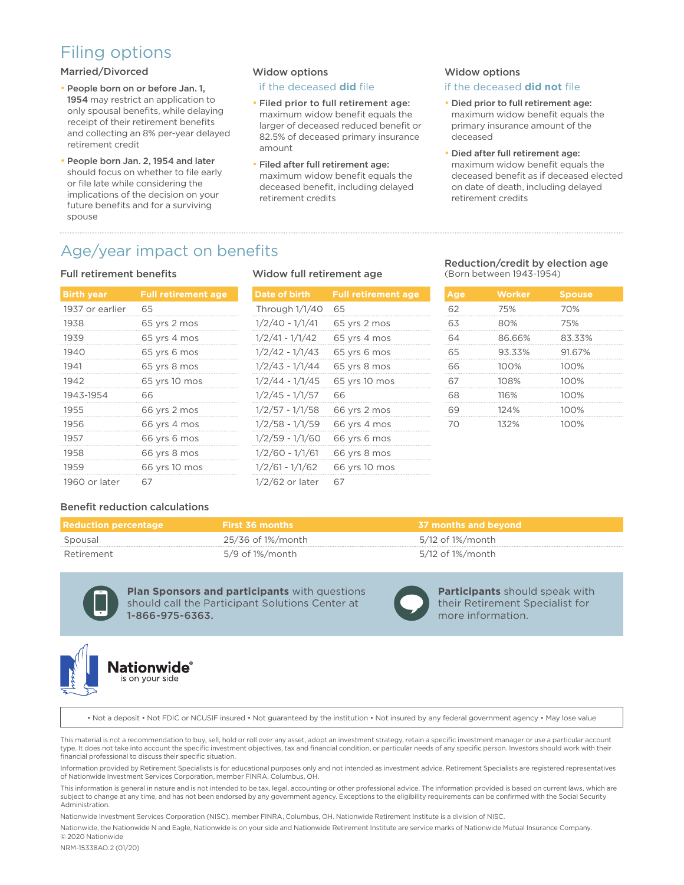## Filing options

### Married/Divorced

- **People born on or before Jan. 1, 1954** may restrict an application to only spousal benefits, while delaying receipt of their retirement benefits and collecting an 8% per-year delayed retirement credit
- **People born Jan. 2, 1954 and later** should focus on whether to file early or file late while considering the implications of the decision on your future benefits and for a surviving spouse

### Widow options

if the deceased **did** file

- **Filed prior to full retirement age:** maximum widow benefit equals the larger of deceased reduced benefit or 82.5% of deceased primary insurance amount
- **Filed after full retirement age:** maximum widow benefit equals the deceased benefit, including delayed retirement credits

### Widow options

if the deceased **did not** file

- **Died prior to full retirement age:** maximum widow benefit equals the primary insurance amount of the deceased
- **Died after full retirement age:** maximum widow benefit equals the deceased benefit as if deceased elected on date of death, including delayed retirement credits

## Age/year impact on benefits

### Full retirement benefits

| Birth year | Full retirement age |
|---|---|
| 1937 or earlier | 65 |
| 1938 | 65 yrs 2 mos |
| 1939 | 65 yrs 4 mos |
| 1940 | 65 yrs 6 mos |
| 1941 | 65 yrs 8 mos |
| 1942 | 65 yrs 10 mos |
| 1943-1954 | 66 |
| 1955 | 66 yrs 2 mos |
| 1956 | 66 yrs 4 mos |
| 1957 | 66 yrs 6 mos |
| 1958 | 66 yrs 8 mos |
| 1959 | 66 yrs 10 mos |
| 1960 or later | 67 |

### Widow full retirement age

| Date of birth | Full retirement age |
|---|---|
| Through 1/1/40 | 65 |
| 1/2/40 - 1/1/41 | 65 yrs 2 mos |
| 1/2/41 - 1/1/42 | 65 yrs 4 mos |
| 1/2/42 - 1/1/43 | 65 yrs 6 mos |
| 1/2/43 - 1/1/44 | 65 yrs 8 mos |
| 1/2/44 - 1/1/45 | 65 yrs 10 mos |
| 1/2/45 - 1/1/57 | 66 |
| 1/2/57 - 1/1/58 | 66 yrs 2 mos |
| 1/2/58 - 1/1/59 | 66 yrs 4 mos |
| 1/2/59 - 1/1/60 | 66 yrs 6 mos |
| 1/2/60 - 1/1/61 | 66 yrs 8 mos |
| 1/2/61 - 1/1/62 | 66 yrs 10 mos |
| 1/2/62 or later | 67 |

### Reduction/credit by election age

(Born between 1943-1954)

| Age | Worker | Spouse |
|---|---|---|
| 62 | 75% | 70% |
| 63 | 80% | 75% |
| 64 | 86.66% | 83.33% |
| 65 | 93.33% | 91.67% |
| 66 | 100% | 100% |
| 67 | 108% | 100% |
| 68 | 116% | 100% |
| 69 | 124% | 100% |
| 70 | 132% | 100% |

### Benefit reduction calculations

| Reduction percentage | First 36 months | 37 months and beyond |
|---|---|---|
| Spousal | 25/36 of 1%/month | 5/12 of 1%/month |
| Retirement | 5/9 of 1%/month | 5/12 of 1%/month |

**Plan Sponsors and participants** with questions should call the Participant Solutions Center at **1-866-975-6363.**

**Participants** should speak with their Retirement Specialist for more information.

Nationwide® is on your side

• Not a deposit • Not FDIC or NCUSIF insured • Not guaranteed by the institution • Not insured by any federal government agency • May lose value

This material is not a recommendation to buy, sell, hold or roll over any asset, adopt an investment strategy, retain a specific investment manager or use a particular account type. It does not take into account the specific investment objectives, tax and financial condition, or particular needs of any specific person. Investors should work with their financial professional to discuss their specific situation.

Information provided by Retirement Specialists is for educational purposes only and not intended as investment advice. Retirement Specialists are registered representatives of Nationwide Investment Services Corporation, member FINRA, Columbus, OH.

This information is general in nature and is not intended to be tax, legal, accounting or other professional advice. The information provided is based on current laws, which are subject to change at any time, and has not been endorsed by any government agency. Exceptions to the eligibility requirements can be confirmed with the Social Security Administration.

Nationwide Investment Services Corporation (NISC), member FINRA, Columbus, OH. Nationwide Retirement Institute is a division of NISC.

Nationwide, the Nationwide N and Eagle, Nationwide is on your side and Nationwide Retirement Institute are service marks of Nationwide Mutual Insurance Company. © 2020 Nationwide

NRM-15338AO.2 (01/20)